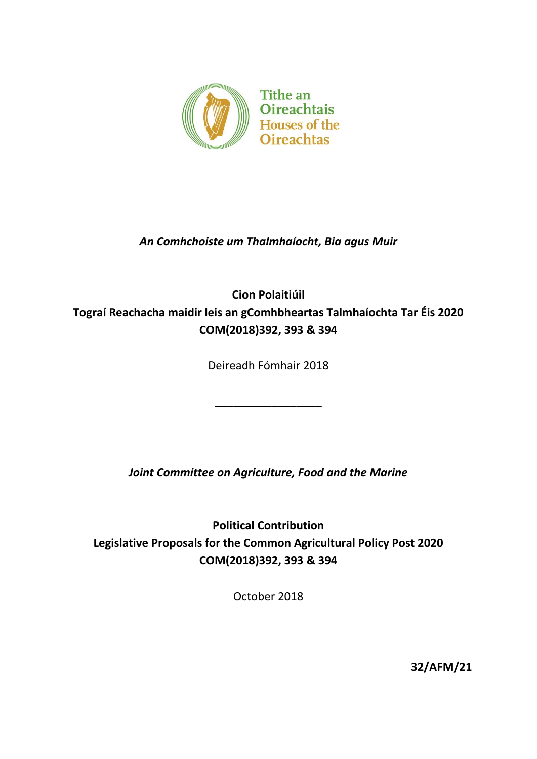Tithe an Oireachtais
Houses of the Oireachtas

*An Comhchoiste um Thalmhaíocht, Bia agus Muir*

**Cion Polaitiúil**
**Tograí Reachacha maidir leis an gComhbheartas Talmhaíochta Tar Éis 2020**
**COM(2018)392, 393 & 394**

Deireadh Fómhair 2018

---

*Joint Committee on Agriculture, Food and the Marine*

**Political Contribution**
**Legislative Proposals for the Common Agricultural Policy Post 2020**
**COM(2018)392, 393 & 394**

October 2018

**32/AFM/21**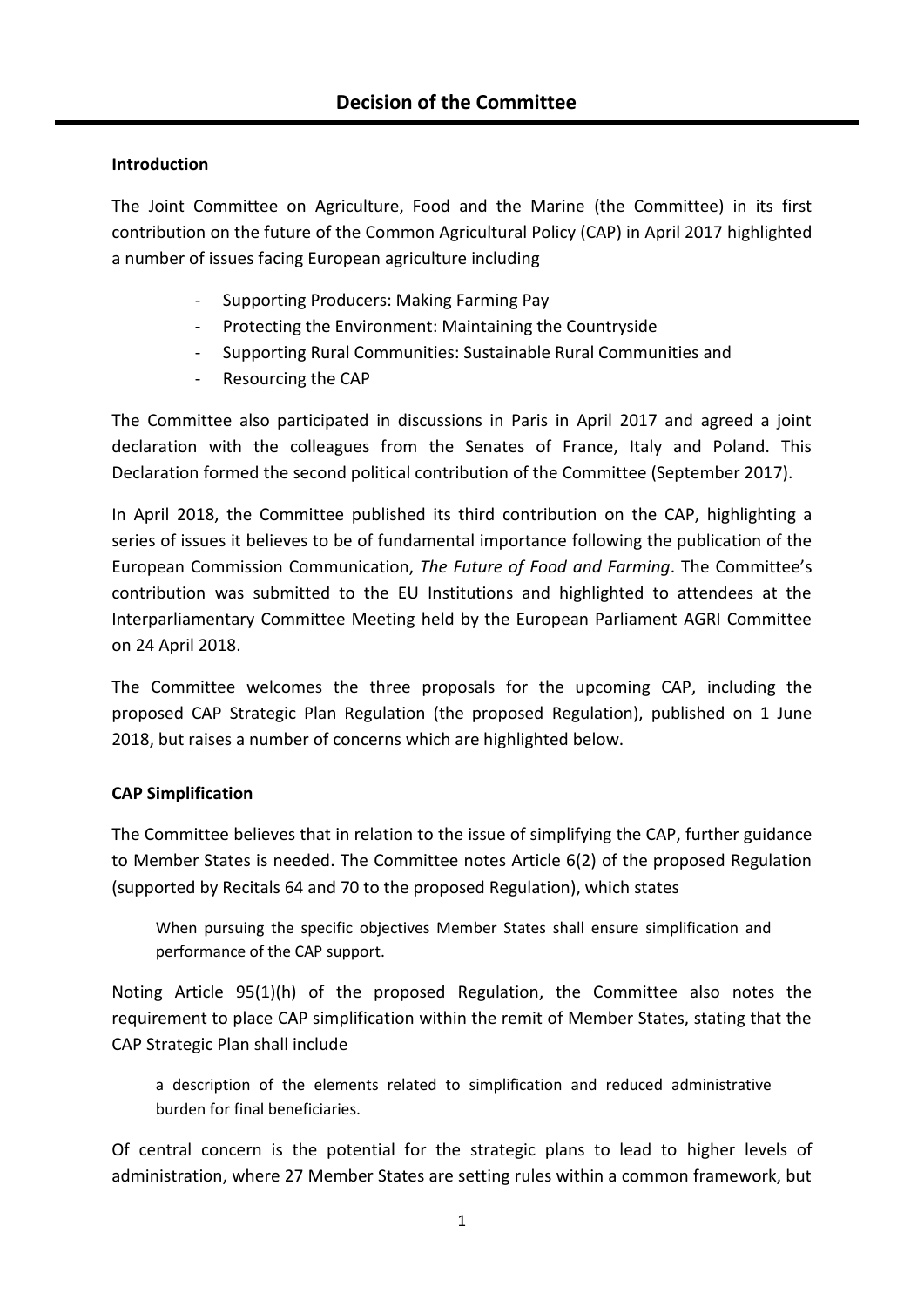## Decision of the Committee

### Introduction

The Joint Committee on Agriculture, Food and the Marine (the Committee) in its first contribution on the future of the Common Agricultural Policy (CAP) in April 2017 highlighted a number of issues facing European agriculture including

- Supporting Producers: Making Farming Pay
- Protecting the Environment: Maintaining the Countryside
- Supporting Rural Communities: Sustainable Rural Communities and
- Resourcing the CAP

The Committee also participated in discussions in Paris in April 2017 and agreed a joint declaration with the colleagues from the Senates of France, Italy and Poland. This Declaration formed the second political contribution of the Committee (September 2017).

In April 2018, the Committee published its third contribution on the CAP, highlighting a series of issues it believes to be of fundamental importance following the publication of the European Commission Communication, *The Future of Food and Farming*. The Committee's contribution was submitted to the EU Institutions and highlighted to attendees at the Interparliamentary Committee Meeting held by the European Parliament AGRI Committee on 24 April 2018.

The Committee welcomes the three proposals for the upcoming CAP, including the proposed CAP Strategic Plan Regulation (the proposed Regulation), published on 1 June 2018, but raises a number of concerns which are highlighted below.

### CAP Simplification

The Committee believes that in relation to the issue of simplifying the CAP, further guidance to Member States is needed. The Committee notes Article 6(2) of the proposed Regulation (supported by Recitals 64 and 70 to the proposed Regulation), which states

> When pursuing the specific objectives Member States shall ensure simplification and performance of the CAP support.

Noting Article 95(1)(h) of the proposed Regulation, the Committee also notes the requirement to place CAP simplification within the remit of Member States, stating that the CAP Strategic Plan shall include

> a description of the elements related to simplification and reduced administrative burden for final beneficiaries.

Of central concern is the potential for the strategic plans to lead to higher levels of administration, where 27 Member States are setting rules within a common framework, but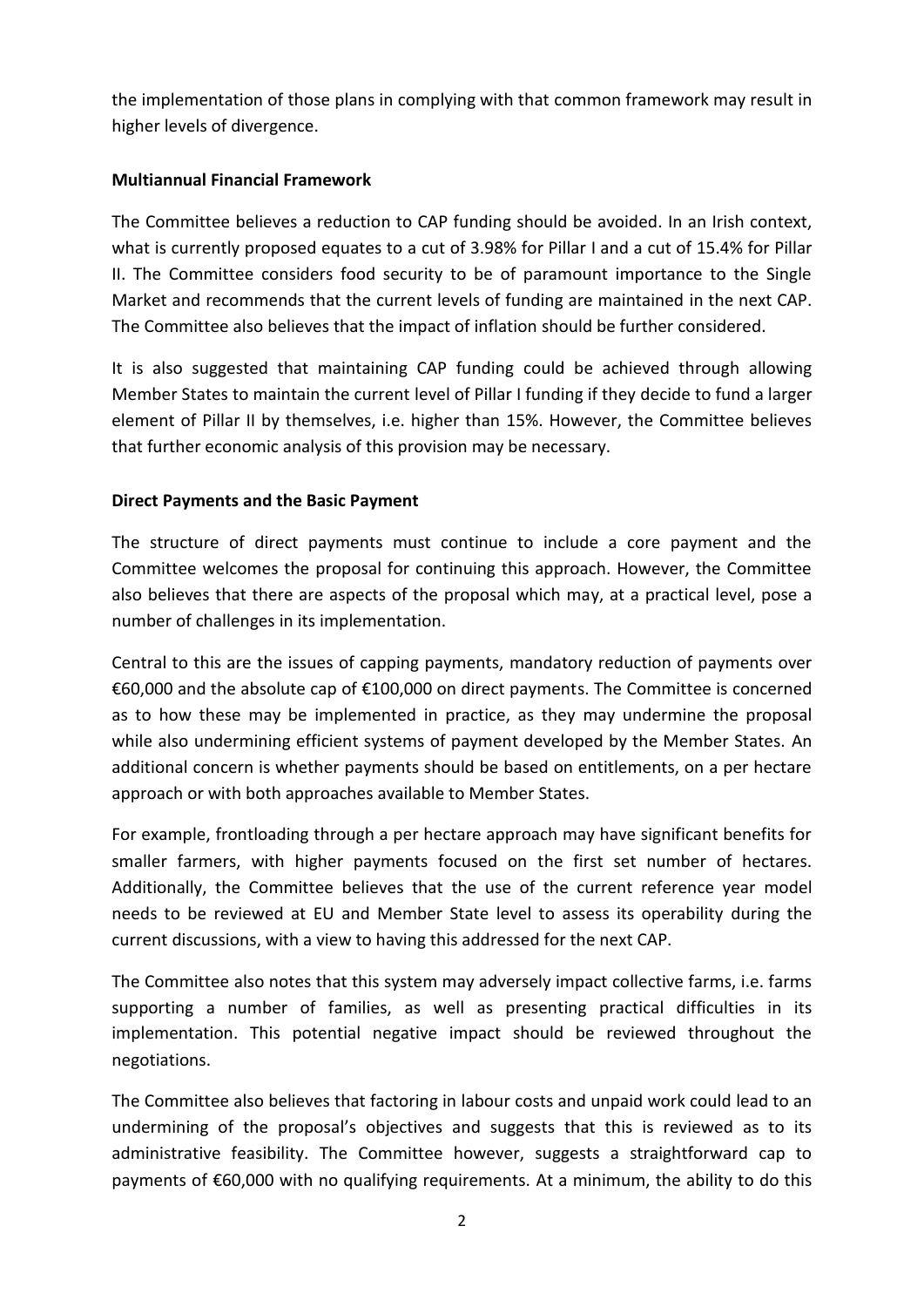the implementation of those plans in complying with that common framework may result in higher levels of divergence.

**Multiannual Financial Framework**

The Committee believes a reduction to CAP funding should be avoided. In an Irish context, what is currently proposed equates to a cut of 3.98% for Pillar I and a cut of 15.4% for Pillar II. The Committee considers food security to be of paramount importance to the Single Market and recommends that the current levels of funding are maintained in the next CAP. The Committee also believes that the impact of inflation should be further considered.

It is also suggested that maintaining CAP funding could be achieved through allowing Member States to maintain the current level of Pillar I funding if they decide to fund a larger element of Pillar II by themselves, i.e. higher than 15%. However, the Committee believes that further economic analysis of this provision may be necessary.

**Direct Payments and the Basic Payment**

The structure of direct payments must continue to include a core payment and the Committee welcomes the proposal for continuing this approach. However, the Committee also believes that there are aspects of the proposal which may, at a practical level, pose a number of challenges in its implementation.

Central to this are the issues of capping payments, mandatory reduction of payments over €60,000 and the absolute cap of €100,000 on direct payments. The Committee is concerned as to how these may be implemented in practice, as they may undermine the proposal while also undermining efficient systems of payment developed by the Member States. An additional concern is whether payments should be based on entitlements, on a per hectare approach or with both approaches available to Member States.

For example, frontloading through a per hectare approach may have significant benefits for smaller farmers, with higher payments focused on the first set number of hectares. Additionally, the Committee believes that the use of the current reference year model needs to be reviewed at EU and Member State level to assess its operability during the current discussions, with a view to having this addressed for the next CAP.

The Committee also notes that this system may adversely impact collective farms, i.e. farms supporting a number of families, as well as presenting practical difficulties in its implementation. This potential negative impact should be reviewed throughout the negotiations.

The Committee also believes that factoring in labour costs and unpaid work could lead to an undermining of the proposal's objectives and suggests that this is reviewed as to its administrative feasibility. The Committee however, suggests a straightforward cap to payments of €60,000 with no qualifying requirements. At a minimum, the ability to do this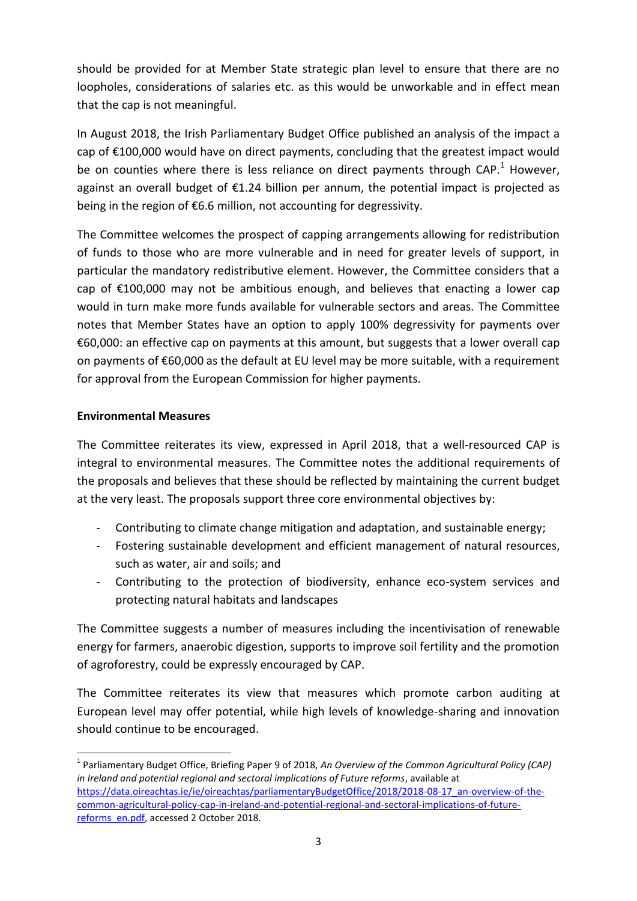should be provided for at Member State strategic plan level to ensure that there are no loopholes, considerations of salaries etc. as this would be unworkable and in effect mean that the cap is not meaningful.

In August 2018, the Irish Parliamentary Budget Office published an analysis of the impact a cap of €100,000 would have on direct payments, concluding that the greatest impact would be on counties where there is less reliance on direct payments through CAP.[1] However, against an overall budget of €1.24 billion per annum, the potential impact is projected as being in the region of €6.6 million, not accounting for degressivity.

The Committee welcomes the prospect of capping arrangements allowing for redistribution of funds to those who are more vulnerable and in need for greater levels of support, in particular the mandatory redistributive element. However, the Committee considers that a cap of €100,000 may not be ambitious enough, and believes that enacting a lower cap would in turn make more funds available for vulnerable sectors and areas. The Committee notes that Member States have an option to apply 100% degressivity for payments over €60,000: an effective cap on payments at this amount, but suggests that a lower overall cap on payments of €60,000 as the default at EU level may be more suitable, with a requirement for approval from the European Commission for higher payments.

**Environmental Measures**

The Committee reiterates its view, expressed in April 2018, that a well-resourced CAP is integral to environmental measures. The Committee notes the additional requirements of the proposals and believes that these should be reflected by maintaining the current budget at the very least. The proposals support three core environmental objectives by:

- Contributing to climate change mitigation and adaptation, and sustainable energy;
- Fostering sustainable development and efficient management of natural resources, such as water, air and soils; and
- Contributing to the protection of biodiversity, enhance eco-system services and protecting natural habitats and landscapes

The Committee suggests a number of measures including the incentivisation of renewable energy for farmers, anaerobic digestion, supports to improve soil fertility and the promotion of agroforestry, could be expressly encouraged by CAP.

The Committee reiterates its view that measures which promote carbon auditing at European level may offer potential, while high levels of knowledge-sharing and innovation should continue to be encouraged.

---

[1] Parliamentary Budget Office, Briefing Paper 9 of 2018, *An Overview of the Common Agricultural Policy (CAP) in Ireland and potential regional and sectoral implications of Future reforms*, available at https://data.oireachtas.ie/ie/oireachtas/parliamentaryBudgetOffice/2018/2018-08-17_an-overview-of-the-common-agricultural-policy-cap-in-ireland-and-potential-regional-and-sectoral-implications-of-future-reforms_en.pdf, accessed 2 October 2018.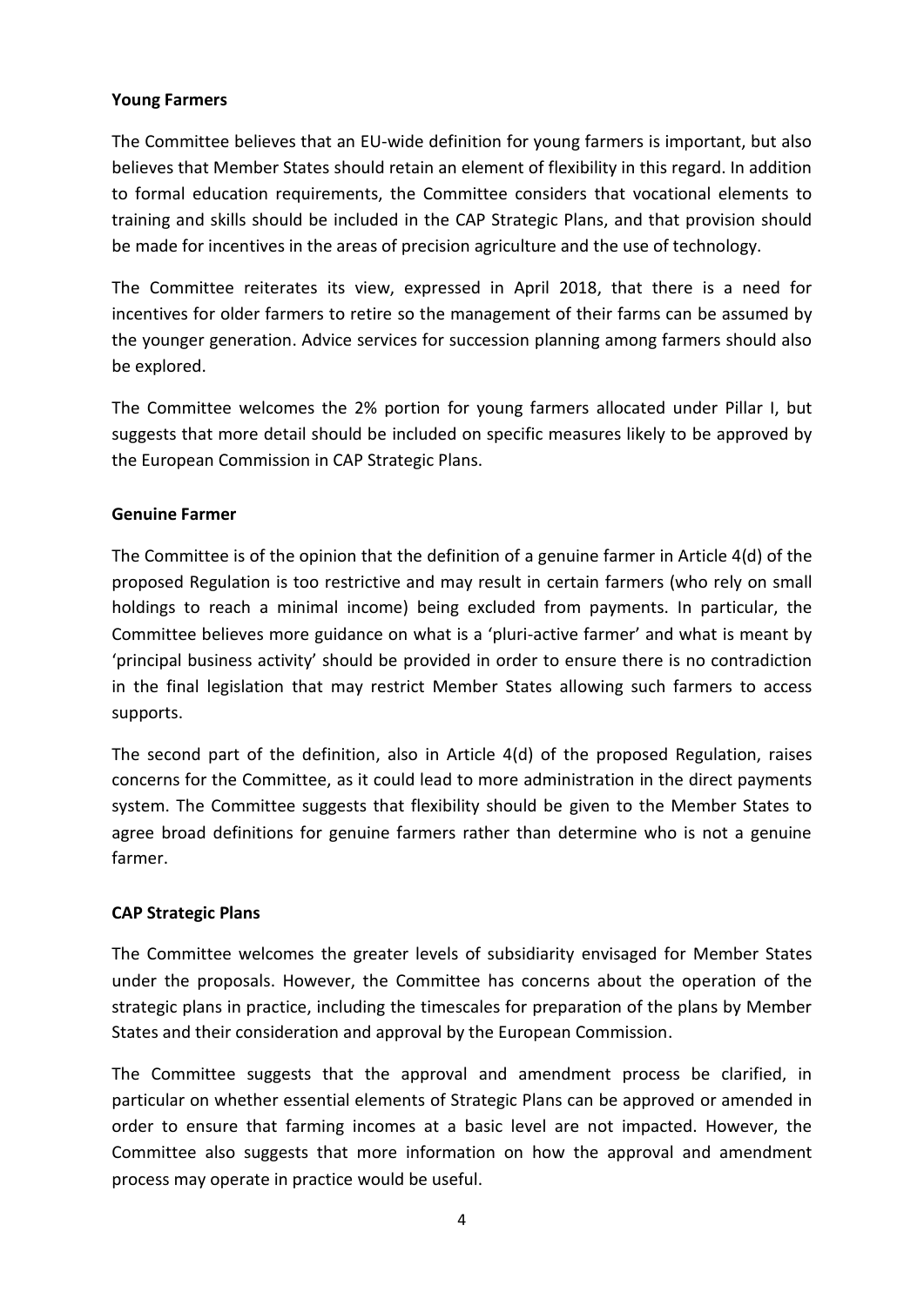**Young Farmers**

The Committee believes that an EU-wide definition for young farmers is important, but also believes that Member States should retain an element of flexibility in this regard. In addition to formal education requirements, the Committee considers that vocational elements to training and skills should be included in the CAP Strategic Plans, and that provision should be made for incentives in the areas of precision agriculture and the use of technology.

The Committee reiterates its view, expressed in April 2018, that there is a need for incentives for older farmers to retire so the management of their farms can be assumed by the younger generation. Advice services for succession planning among farmers should also be explored.

The Committee welcomes the 2% portion for young farmers allocated under Pillar I, but suggests that more detail should be included on specific measures likely to be approved by the European Commission in CAP Strategic Plans.

**Genuine Farmer**

The Committee is of the opinion that the definition of a genuine farmer in Article 4(d) of the proposed Regulation is too restrictive and may result in certain farmers (who rely on small holdings to reach a minimal income) being excluded from payments. In particular, the Committee believes more guidance on what is a 'pluri-active farmer' and what is meant by 'principal business activity' should be provided in order to ensure there is no contradiction in the final legislation that may restrict Member States allowing such farmers to access supports.

The second part of the definition, also in Article 4(d) of the proposed Regulation, raises concerns for the Committee, as it could lead to more administration in the direct payments system. The Committee suggests that flexibility should be given to the Member States to agree broad definitions for genuine farmers rather than determine who is not a genuine farmer.

**CAP Strategic Plans**

The Committee welcomes the greater levels of subsidiarity envisaged for Member States under the proposals. However, the Committee has concerns about the operation of the strategic plans in practice, including the timescales for preparation of the plans by Member States and their consideration and approval by the European Commission.

The Committee suggests that the approval and amendment process be clarified, in particular on whether essential elements of Strategic Plans can be approved or amended in order to ensure that farming incomes at a basic level are not impacted. However, the Committee also suggests that more information on how the approval and amendment process may operate in practice would be useful.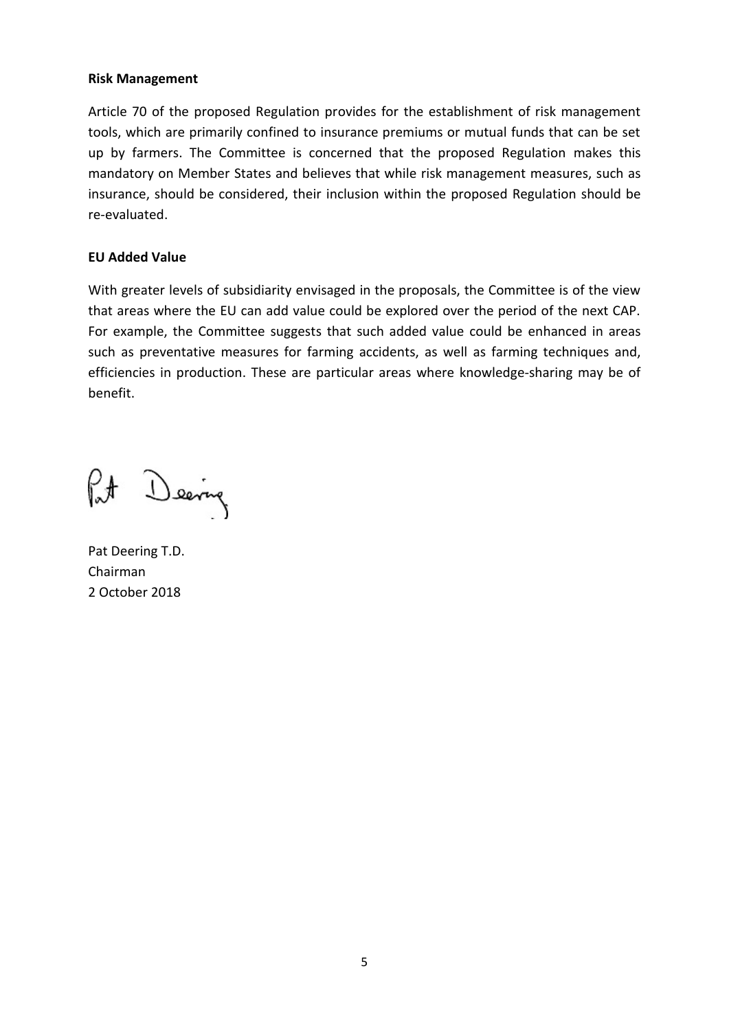**Risk Management**

Article 70 of the proposed Regulation provides for the establishment of risk management tools, which are primarily confined to insurance premiums or mutual funds that can be set up by farmers. The Committee is concerned that the proposed Regulation makes this mandatory on Member States and believes that while risk management measures, such as insurance, should be considered, their inclusion within the proposed Regulation should be re-evaluated.

**EU Added Value**

With greater levels of subsidiarity envisaged in the proposals, the Committee is of the view that areas where the EU can add value could be explored over the period of the next CAP. For example, the Committee suggests that such added value could be enhanced in areas such as preventative measures for farming accidents, as well as farming techniques and, efficiencies in production. These are particular areas where knowledge-sharing may be of benefit.

Pat Deering T.D.
Chairman
2 October 2018